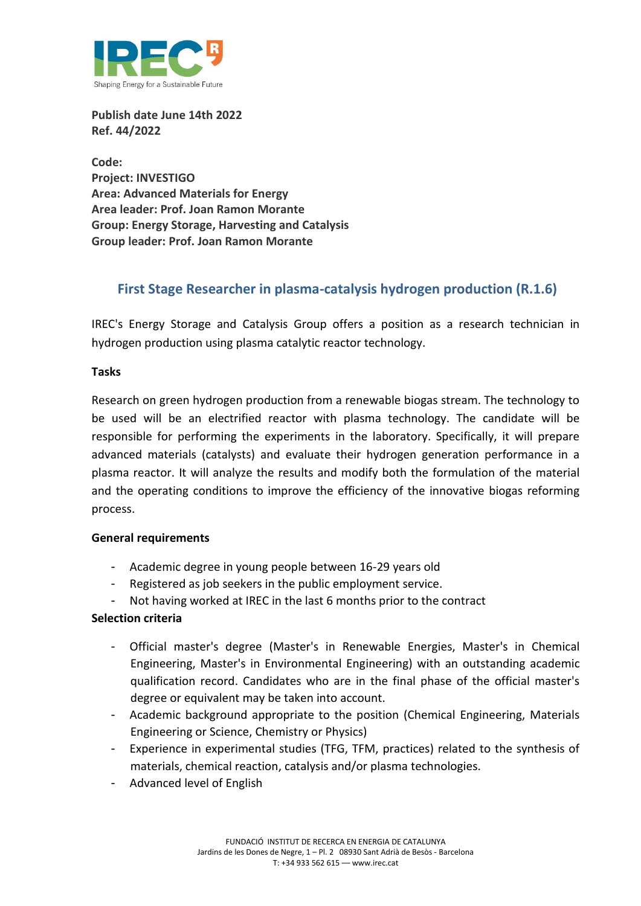**Publish date June 14th 2022**
**Ref. 44/2022**

**Code:**
**Project: INVESTIGO**
**Area: Advanced Materials for Energy**
**Area leader: Prof. Joan Ramon Morante**
**Group: Energy Storage, Harvesting and Catalysis**
**Group leader: Prof. Joan Ramon Morante**

## First Stage Researcher in plasma-catalysis hydrogen production (R.1.6)

IREC's Energy Storage and Catalysis Group offers a position as a research technician in hydrogen production using plasma catalytic reactor technology.

### Tasks

Research on green hydrogen production from a renewable biogas stream. The technology to be used will be an electrified reactor with plasma technology. The candidate will be responsible for performing the experiments in the laboratory. Specifically, it will prepare advanced materials (catalysts) and evaluate their hydrogen generation performance in a plasma reactor. It will analyze the results and modify both the formulation of the material and the operating conditions to improve the efficiency of the innovative biogas reforming process.

### General requirements

- Academic degree in young people between 16-29 years old
- Registered as job seekers in the public employment service.
- Not having worked at IREC in the last 6 months prior to the contract

### Selection criteria

- Official master's degree (Master's in Renewable Energies, Master's in Chemical Engineering, Master's in Environmental Engineering) with an outstanding academic qualification record. Candidates who are in the final phase of the official master's degree or equivalent may be taken into account.
- Academic background appropriate to the position (Chemical Engineering, Materials Engineering or Science, Chemistry or Physics)
- Experience in experimental studies (TFG, TFM, practices) related to the synthesis of materials, chemical reaction, catalysis and/or plasma technologies.
- Advanced level of English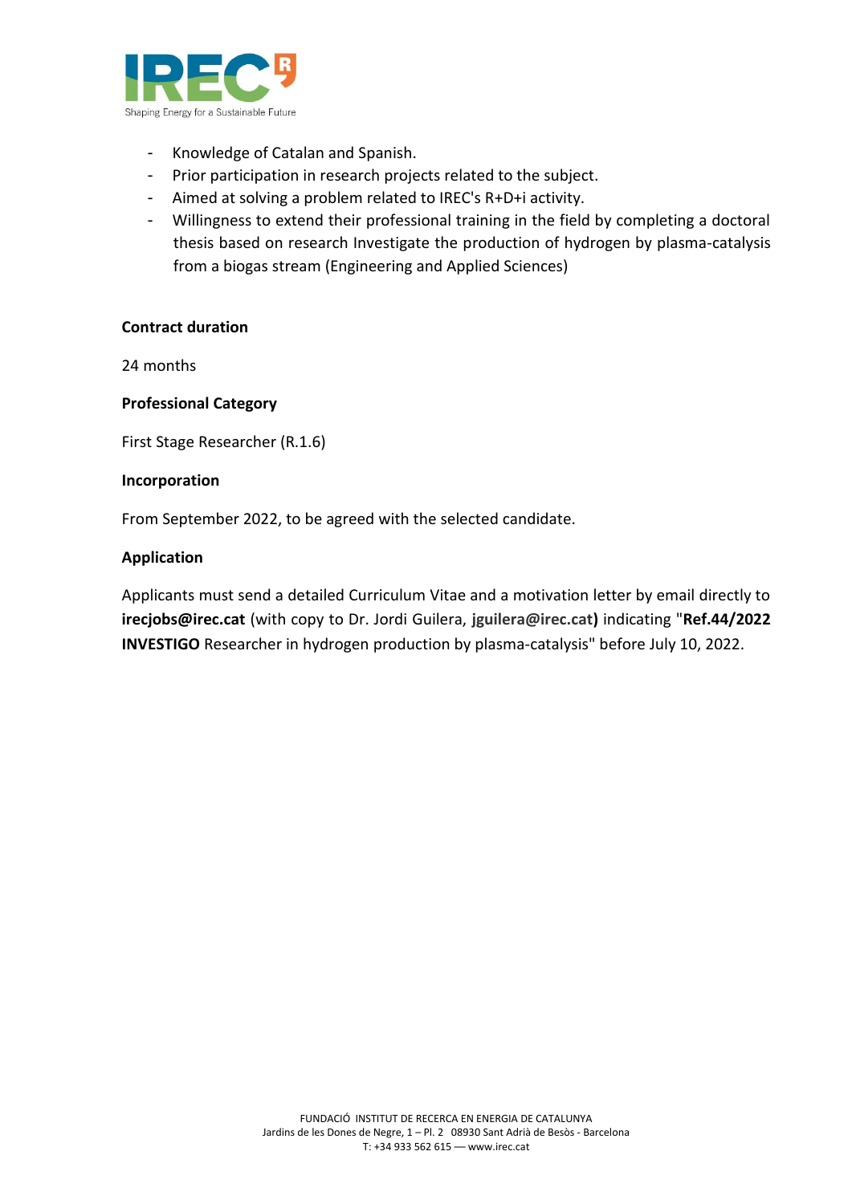- Knowledge of Catalan and Spanish.
- Prior participation in research projects related to the subject.
- Aimed at solving a problem related to IREC's R+D+i activity.
- Willingness to extend their professional training in the field by completing a doctoral thesis based on research Investigate the production of hydrogen by plasma-catalysis from a biogas stream (Engineering and Applied Sciences)

**Contract duration**

24 months

**Professional Category**

First Stage Researcher (R.1.6)

**Incorporation**

From September 2022, to be agreed with the selected candidate.

**Application**

Applicants must send a detailed Curriculum Vitae and a motivation letter by email directly to **irecjobs@irec.cat** (with copy to Dr. Jordi Guilera, **jguilera@irec.cat)** indicating "**Ref.44/2022 INVESTIGO** Researcher in hydrogen production by plasma-catalysis" before July 10, 2022.